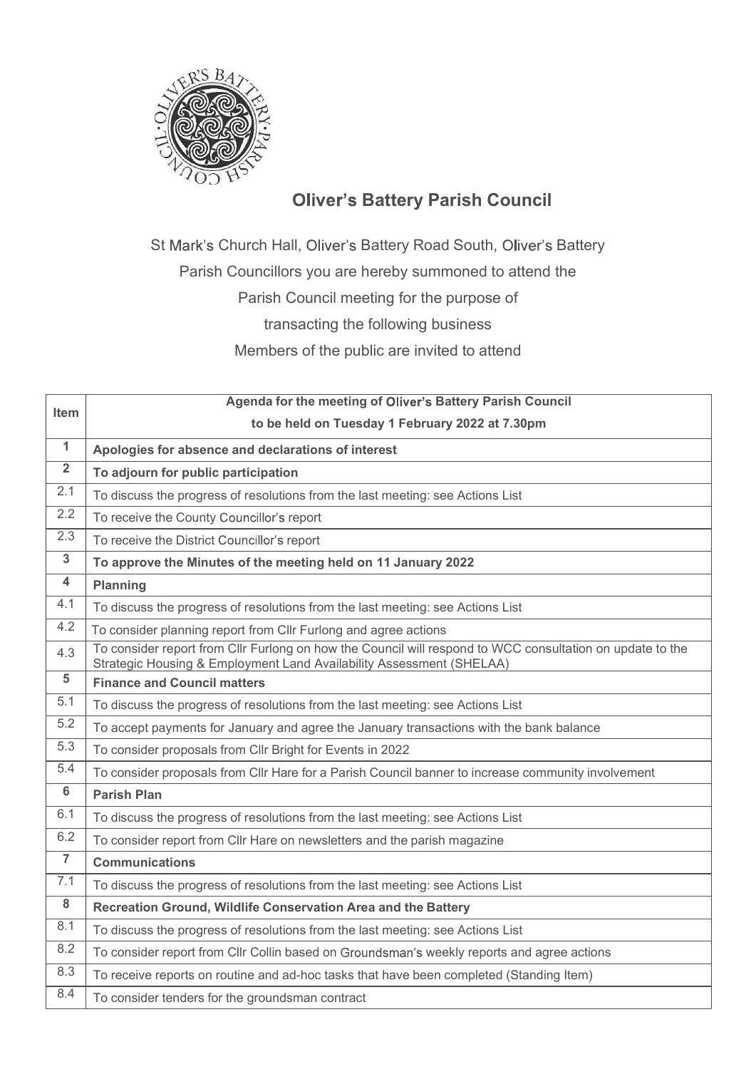# Oliver's Battery Parish Council

St Mark's Church Hall, Oliver's Battery Road South, Oliver's Battery

Parish Councillors you are hereby summoned to attend the

Parish Council meeting for the purpose of

transacting the following business

Members of the public are invited to attend

| Item | Agenda for the meeting of Oliver's Battery Parish Council to be held on Tuesday 1 February 2022 at 7.30pm |
|---|---|
| **1** | **Apologies for absence and declarations of interest** |
| **2** | **To adjourn for public participation** |
| 2.1 | To discuss the progress of resolutions from the last meeting: see Actions List |
| 2.2 | To receive the County Councillor's report |
| 2.3 | To receive the District Councillor's report |
| **3** | **To approve the Minutes of the meeting held on 11 January 2022** |
| **4** | **Planning** |
| 4.1 | To discuss the progress of resolutions from the last meeting: see Actions List |
| 4.2 | To consider planning report from Cllr Furlong and agree actions |
| 4.3 | To consider report from Cllr Furlong on how the Council will respond to WCC consultation on update to the Strategic Housing & Employment Land Availability Assessment (SHELAA) |
| **5** | **Finance and Council matters** |
| 5.1 | To discuss the progress of resolutions from the last meeting: see Actions List |
| 5.2 | To accept payments for January and agree the January transactions with the bank balance |
| 5.3 | To consider proposals from Cllr Bright for Events in 2022 |
| 5.4 | To consider proposals from Cllr Hare for a Parish Council banner to increase community involvement |
| **6** | **Parish Plan** |
| 6.1 | To discuss the progress of resolutions from the last meeting: see Actions List |
| 6.2 | To consider report from Cllr Hare on newsletters and the parish magazine |
| **7** | **Communications** |
| 7.1 | To discuss the progress of resolutions from the last meeting: see Actions List |
| **8** | **Recreation Ground, Wildlife Conservation Area and the Battery** |
| 8.1 | To discuss the progress of resolutions from the last meeting: see Actions List |
| 8.2 | To consider report from Cllr Collin based on Groundsman's weekly reports and agree actions |
| 8.3 | To receive reports on routine and ad-hoc tasks that have been completed (Standing Item) |
| 8.4 | To consider tenders for the groundsman contract |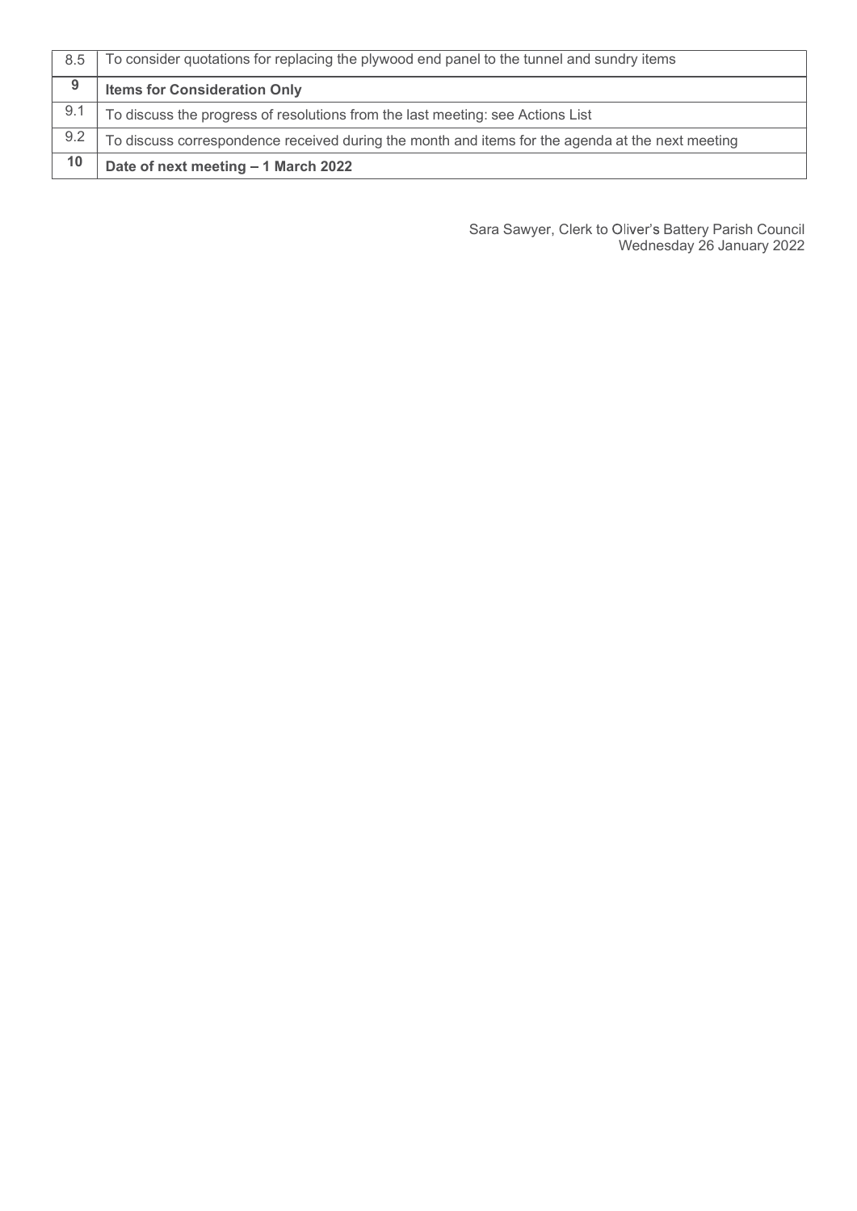| | |
|---|---|
| 8.5 | To consider quotations for replacing the plywood end panel to the tunnel and sundry items |
| **9** | **Items for Consideration Only** |
| 9.1 | To discuss the progress of resolutions from the last meeting: see Actions List |
| 9.2 | To discuss correspondence received during the month and items for the agenda at the next meeting |
| **10** | **Date of next meeting – 1 March 2022** |

Sara Sawyer, Clerk to Oliver's Battery Parish Council
Wednesday 26 January 2022